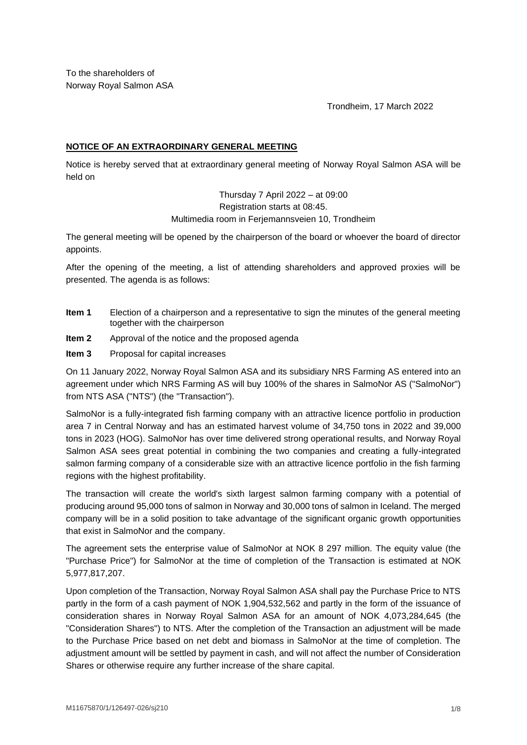To the shareholders of
Norway Royal Salmon ASA

Trondheim, 17 March 2022

## NOTICE OF AN EXTRAORDINARY GENERAL MEETING

Notice is hereby served that at extraordinary general meeting of Norway Royal Salmon ASA will be held on

Thursday 7 April 2022 – at 09:00
Registration starts at 08:45.
Multimedia room in Ferjemannsveien 10, Trondheim

The general meeting will be opened by the chairperson of the board or whoever the board of director appoints.

After the opening of the meeting, a list of attending shareholders and approved proxies will be presented. The agenda is as follows:

**Item 1** Election of a chairperson and a representative to sign the minutes of the general meeting together with the chairperson

**Item 2** Approval of the notice and the proposed agenda

**Item 3** Proposal for capital increases

On 11 January 2022, Norway Royal Salmon ASA and its subsidiary NRS Farming AS entered into an agreement under which NRS Farming AS will buy 100% of the shares in SalmoNor AS ("SalmoNor") from NTS ASA ("NTS") (the "Transaction").

SalmoNor is a fully-integrated fish farming company with an attractive licence portfolio in production area 7 in Central Norway and has an estimated harvest volume of 34,750 tons in 2022 and 39,000 tons in 2023 (HOG). SalmoNor has over time delivered strong operational results, and Norway Royal Salmon ASA sees great potential in combining the two companies and creating a fully-integrated salmon farming company of a considerable size with an attractive licence portfolio in the fish farming regions with the highest profitability.

The transaction will create the world's sixth largest salmon farming company with a potential of producing around 95,000 tons of salmon in Norway and 30,000 tons of salmon in Iceland. The merged company will be in a solid position to take advantage of the significant organic growth opportunities that exist in SalmoNor and the company.

The agreement sets the enterprise value of SalmoNor at NOK 8 297 million. The equity value (the "Purchase Price") for SalmoNor at the time of completion of the Transaction is estimated at NOK 5,977,817,207.

Upon completion of the Transaction, Norway Royal Salmon ASA shall pay the Purchase Price to NTS partly in the form of a cash payment of NOK 1,904,532,562 and partly in the form of the issuance of consideration shares in Norway Royal Salmon ASA for an amount of NOK 4,073,284,645 (the "Consideration Shares") to NTS. After the completion of the Transaction an adjustment will be made to the Purchase Price based on net debt and biomass in SalmoNor at the time of completion. The adjustment amount will be settled by payment in cash, and will not affect the number of Consideration Shares or otherwise require any further increase of the share capital.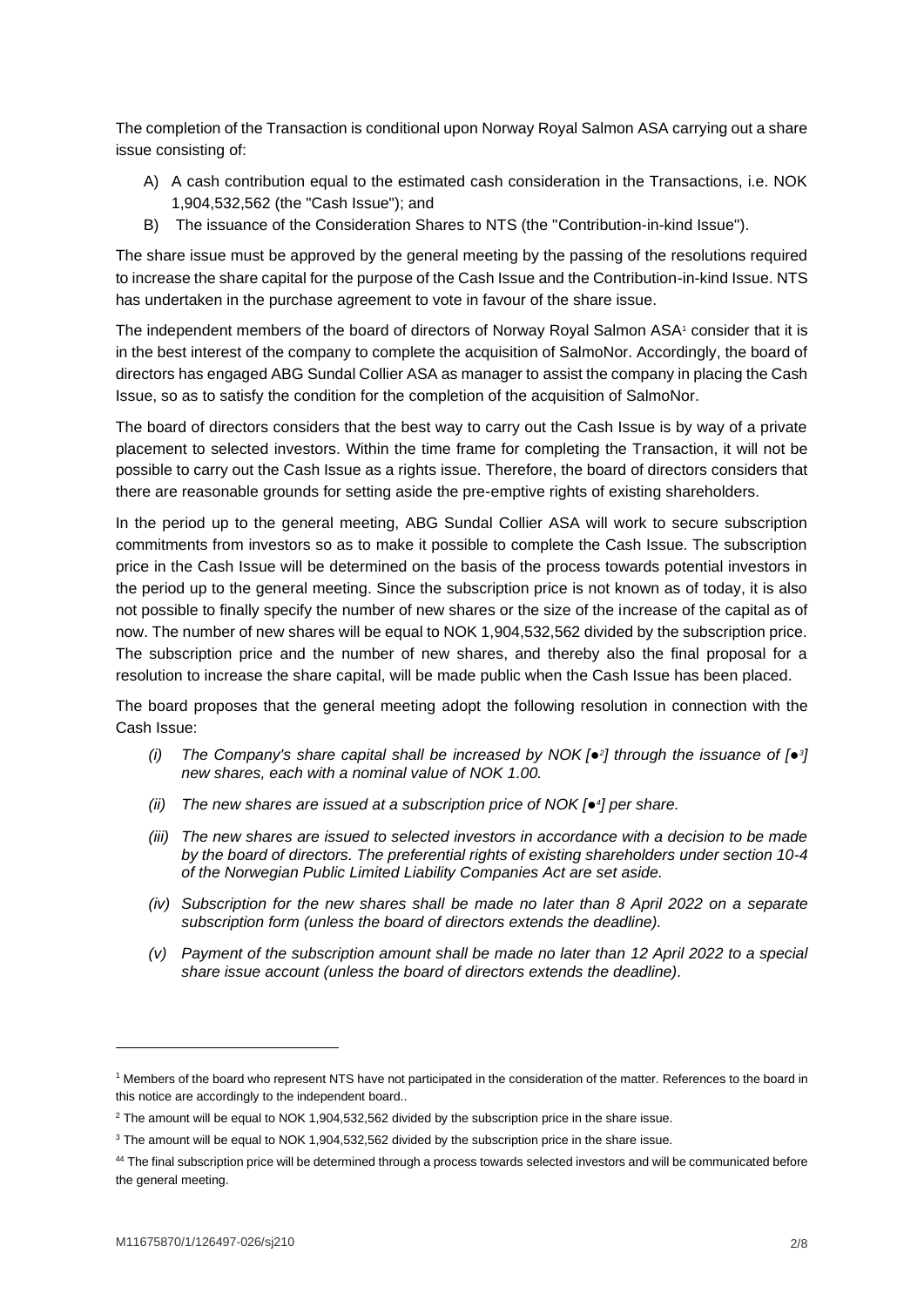The completion of the Transaction is conditional upon Norway Royal Salmon ASA carrying out a share issue consisting of:

A) A cash contribution equal to the estimated cash consideration in the Transactions, i.e. NOK 1,904,532,562 (the "Cash Issue"); and
B) The issuance of the Consideration Shares to NTS (the "Contribution-in-kind Issue").

The share issue must be approved by the general meeting by the passing of the resolutions required to increase the share capital for the purpose of the Cash Issue and the Contribution-in-kind Issue. NTS has undertaken in the purchase agreement to vote in favour of the share issue.

The independent members of the board of directors of Norway Royal Salmon ASA[1] consider that it is in the best interest of the company to complete the acquisition of SalmoNor. Accordingly, the board of directors has engaged ABG Sundal Collier ASA as manager to assist the company in placing the Cash Issue, so as to satisfy the condition for the completion of the acquisition of SalmoNor.

The board of directors considers that the best way to carry out the Cash Issue is by way of a private placement to selected investors. Within the time frame for completing the Transaction, it will not be possible to carry out the Cash Issue as a rights issue. Therefore, the board of directors considers that there are reasonable grounds for setting aside the pre-emptive rights of existing shareholders.

In the period up to the general meeting, ABG Sundal Collier ASA will work to secure subscription commitments from investors so as to make it possible to complete the Cash Issue. The subscription price in the Cash Issue will be determined on the basis of the process towards potential investors in the period up to the general meeting. Since the subscription price is not known as of today, it is also not possible to finally specify the number of new shares or the size of the increase of the capital as of now. The number of new shares will be equal to NOK 1,904,532,562 divided by the subscription price. The subscription price and the number of new shares, and thereby also the final proposal for a resolution to increase the share capital, will be made public when the Cash Issue has been placed.

The board proposes that the general meeting adopt the following resolution in connection with the Cash Issue:

*(i) The Company's share capital shall be increased by NOK [●[2]] through the issuance of [●[3]] new shares, each with a nominal value of NOK 1.00.*

*(ii) The new shares are issued at a subscription price of NOK [●[4]] per share.*

*(iii) The new shares are issued to selected investors in accordance with a decision to be made by the board of directors. The preferential rights of existing shareholders under section 10-4 of the Norwegian Public Limited Liability Companies Act are set aside.*

*(iv) Subscription for the new shares shall be made no later than 8 April 2022 on a separate subscription form (unless the board of directors extends the deadline).*

*(v) Payment of the subscription amount shall be made no later than 12 April 2022 to a special share issue account (unless the board of directors extends the deadline).*

---

[1] Members of the board who represent NTS have not participated in the consideration of the matter. References to the board in this notice are accordingly to the independent board..

[2] The amount will be equal to NOK 1,904,532,562 divided by the subscription price in the share issue.

[3] The amount will be equal to NOK 1,904,532,562 divided by the subscription price in the share issue.

[44] The final subscription price will be determined through a process towards selected investors and will be communicated before the general meeting.

M11675870/1/126497-026/sj210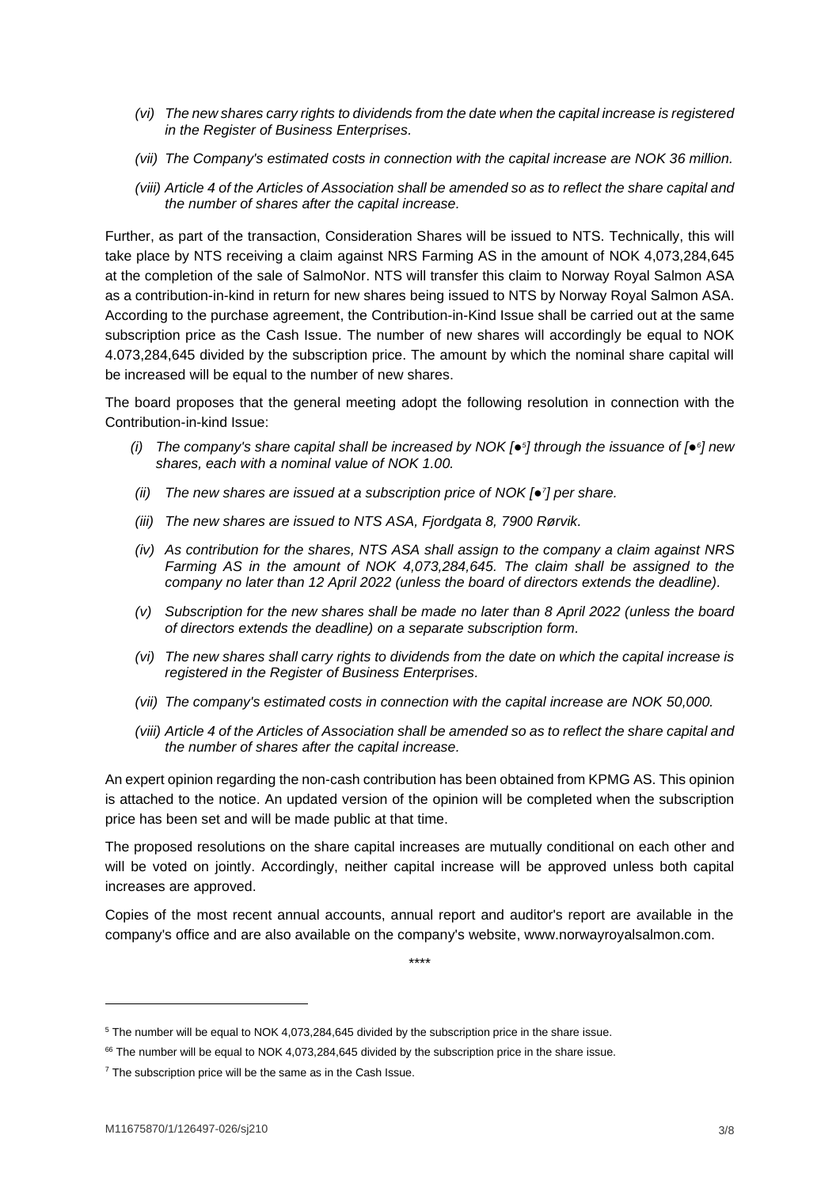*(vi) The new shares carry rights to dividends from the date when the capital increase is registered in the Register of Business Enterprises.*

*(vii) The Company's estimated costs in connection with the capital increase are NOK 36 million.*

*(viii) Article 4 of the Articles of Association shall be amended so as to reflect the share capital and the number of shares after the capital increase.*

Further, as part of the transaction, Consideration Shares will be issued to NTS. Technically, this will take place by NTS receiving a claim against NRS Farming AS in the amount of NOK 4,073,284,645 at the completion of the sale of SalmoNor. NTS will transfer this claim to Norway Royal Salmon ASA as a contribution-in-kind in return for new shares being issued to NTS by Norway Royal Salmon ASA. According to the purchase agreement, the Contribution-in-Kind Issue shall be carried out at the same subscription price as the Cash Issue. The number of new shares will accordingly be equal to NOK 4.073,284,645 divided by the subscription price. The amount by which the nominal share capital will be increased will be equal to the number of new shares.

The board proposes that the general meeting adopt the following resolution in connection with the Contribution-in-kind Issue:

*(i) The company's share capital shall be increased by NOK [●[5]] through the issuance of [●[6]] new shares, each with a nominal value of NOK 1.00.*

*(ii) The new shares are issued at a subscription price of NOK [●[7]] per share.*

*(iii) The new shares are issued to NTS ASA, Fjordgata 8, 7900 Rørvik.*

*(iv) As contribution for the shares, NTS ASA shall assign to the company a claim against NRS Farming AS in the amount of NOK 4,073,284,645. The claim shall be assigned to the company no later than 12 April 2022 (unless the board of directors extends the deadline).*

*(v) Subscription for the new shares shall be made no later than 8 April 2022 (unless the board of directors extends the deadline) on a separate subscription form.*

*(vi) The new shares shall carry rights to dividends from the date on which the capital increase is registered in the Register of Business Enterprises.*

*(vii) The company's estimated costs in connection with the capital increase are NOK 50,000.*

*(viii) Article 4 of the Articles of Association shall be amended so as to reflect the share capital and the number of shares after the capital increase.*

An expert opinion regarding the non-cash contribution has been obtained from KPMG AS. This opinion is attached to the notice. An updated version of the opinion will be completed when the subscription price has been set and will be made public at that time.

The proposed resolutions on the share capital increases are mutually conditional on each other and will be voted on jointly. Accordingly, neither capital increase will be approved unless both capital increases are approved.

Copies of the most recent annual accounts, annual report and auditor's report are available in the company's office and are also available on the company's website, www.norwayroyalsalmon.com.

\*\*\*\*

---

[5] The number will be equal to NOK 4,073,284,645 divided by the subscription price in the share issue.

[66] The number will be equal to NOK 4,073,284,645 divided by the subscription price in the share issue.

[7] The subscription price will be the same as in the Cash Issue.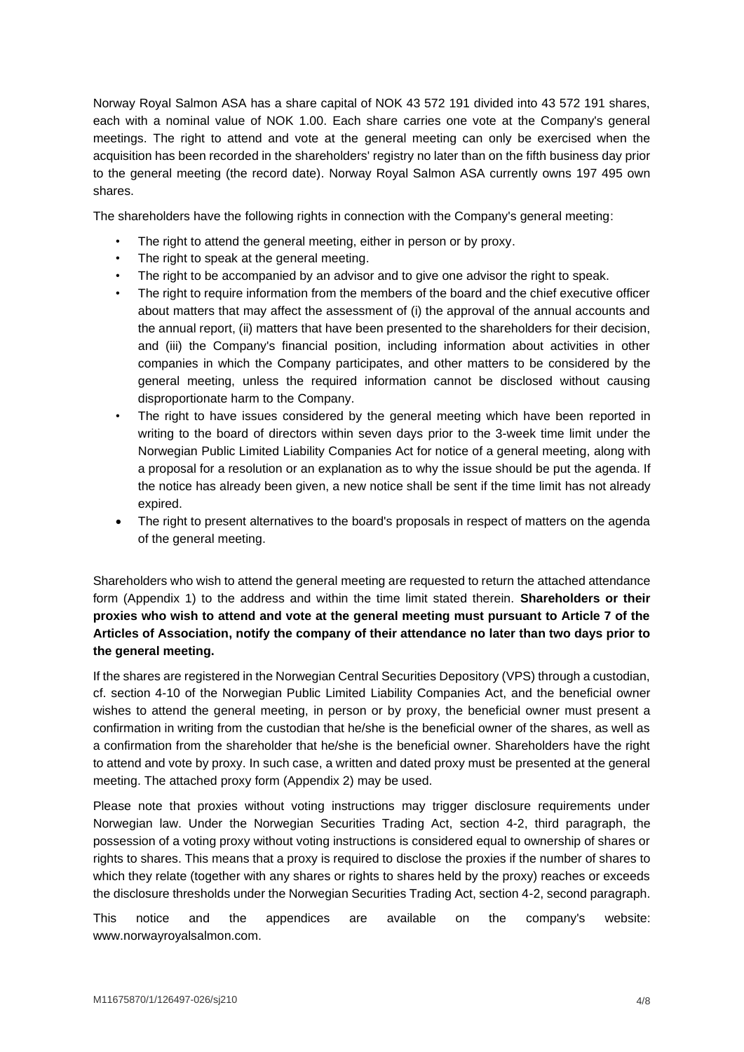Norway Royal Salmon ASA has a share capital of NOK 43 572 191 divided into 43 572 191 shares, each with a nominal value of NOK 1.00. Each share carries one vote at the Company's general meetings. The right to attend and vote at the general meeting can only be exercised when the acquisition has been recorded in the shareholders' registry no later than on the fifth business day prior to the general meeting (the record date). Norway Royal Salmon ASA currently owns 197 495 own shares.

The shareholders have the following rights in connection with the Company's general meeting:

- The right to attend the general meeting, either in person or by proxy.
- The right to speak at the general meeting.
- The right to be accompanied by an advisor and to give one advisor the right to speak.
- The right to require information from the members of the board and the chief executive officer about matters that may affect the assessment of (i) the approval of the annual accounts and the annual report, (ii) matters that have been presented to the shareholders for their decision, and (iii) the Company's financial position, including information about activities in other companies in which the Company participates, and other matters to be considered by the general meeting, unless the required information cannot be disclosed without causing disproportionate harm to the Company.
- The right to have issues considered by the general meeting which have been reported in writing to the board of directors within seven days prior to the 3-week time limit under the Norwegian Public Limited Liability Companies Act for notice of a general meeting, along with a proposal for a resolution or an explanation as to why the issue should be put the agenda. If the notice has already been given, a new notice shall be sent if the time limit has not already expired.
- The right to present alternatives to the board's proposals in respect of matters on the agenda of the general meeting.

Shareholders who wish to attend the general meeting are requested to return the attached attendance form (Appendix 1) to the address and within the time limit stated therein. **Shareholders or their proxies who wish to attend and vote at the general meeting must pursuant to Article 7 of the Articles of Association, notify the company of their attendance no later than two days prior to the general meeting.**

If the shares are registered in the Norwegian Central Securities Depository (VPS) through a custodian, cf. section 4-10 of the Norwegian Public Limited Liability Companies Act, and the beneficial owner wishes to attend the general meeting, in person or by proxy, the beneficial owner must present a confirmation in writing from the custodian that he/she is the beneficial owner of the shares, as well as a confirmation from the shareholder that he/she is the beneficial owner. Shareholders have the right to attend and vote by proxy. In such case, a written and dated proxy must be presented at the general meeting. The attached proxy form (Appendix 2) may be used.

Please note that proxies without voting instructions may trigger disclosure requirements under Norwegian law. Under the Norwegian Securities Trading Act, section 4-2, third paragraph, the possession of a voting proxy without voting instructions is considered equal to ownership of shares or rights to shares. This means that a proxy is required to disclose the proxies if the number of shares to which they relate (together with any shares or rights to shares held by the proxy) reaches or exceeds the disclosure thresholds under the Norwegian Securities Trading Act, section 4-2, second paragraph.

This notice and the appendices are available on the company's website: www.norwayroyalsalmon.com.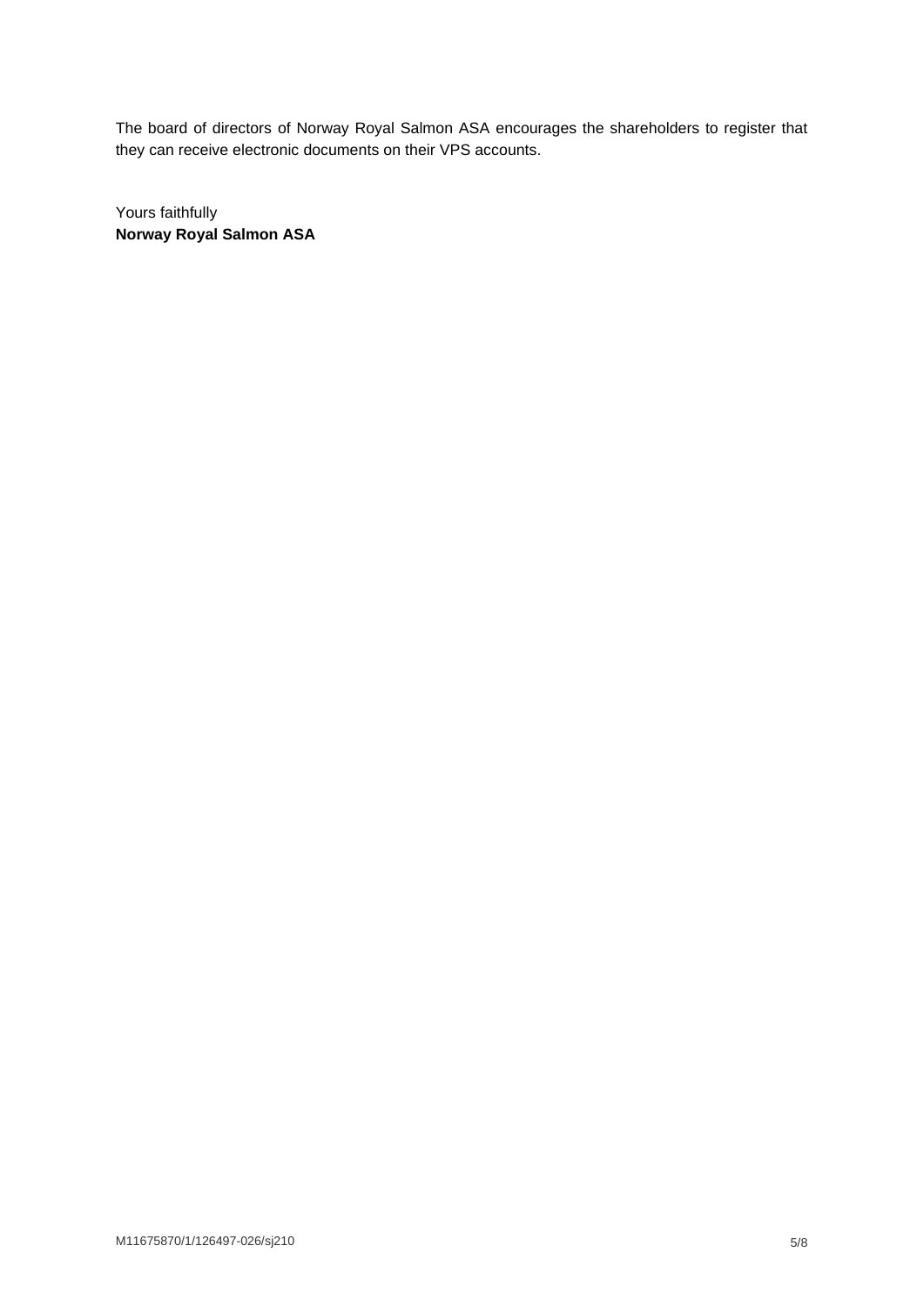The board of directors of Norway Royal Salmon ASA encourages the shareholders to register that they can receive electronic documents on their VPS accounts.

Yours faithfully
**Norway Royal Salmon ASA**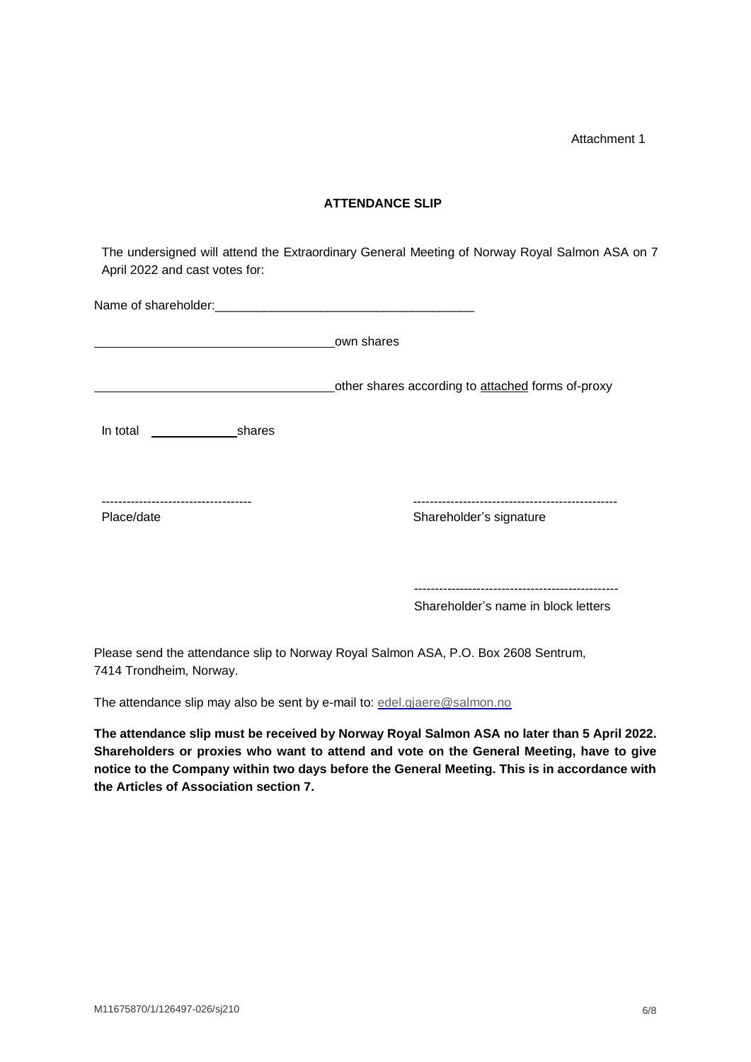Attachment 1

**ATTENDANCE SLIP**

The undersigned will attend the Extraordinary General Meeting of Norway Royal Salmon ASA on 7 April 2022 and cast votes for:

Name of shareholder:______________________________________

__________________________________own shares

__________________________________other shares according to attached forms of-proxy

In total ____________shares

------------------------------------ 
Place/date

------------------------------------------------- 
Shareholder's signature

------------------------------------------------- 
Shareholder's name in block letters

Please send the attendance slip to Norway Royal Salmon ASA, P.O. Box 2608 Sentrum, 7414 Trondheim, Norway.

The attendance slip may also be sent by e-mail to: edel.gjaere@salmon.no

**The attendance slip must be received by Norway Royal Salmon ASA no later than 5 April 2022. Shareholders or proxies who want to attend and vote on the General Meeting, have to give notice to the Company within two days before the General Meeting. This is in accordance with the Articles of Association section 7.**

M11675870/1/126497-026/sj210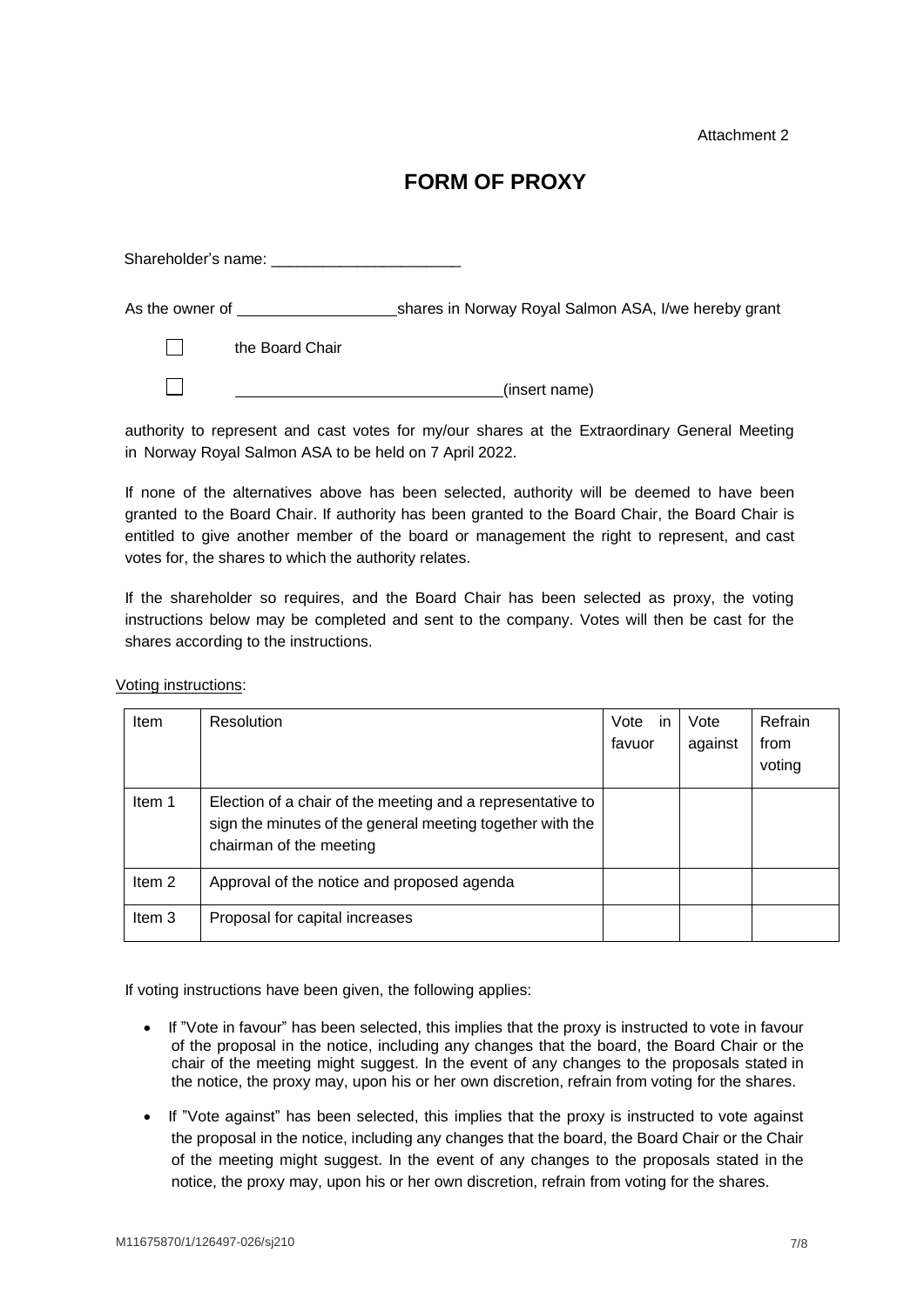Attachment 2

# FORM OF PROXY

Shareholder's name: ______________________

As the owner of ___________________ shares in Norway Royal Salmon ASA, I/we hereby grant

☐ the Board Chair

☐ ______________________________ (insert name)

authority to represent and cast votes for my/our shares at the Extraordinary General Meeting in Norway Royal Salmon ASA to be held on 7 April 2022.

If none of the alternatives above has been selected, authority will be deemed to have been granted to the Board Chair. If authority has been granted to the Board Chair, the Board Chair is entitled to give another member of the board or management the right to represent, and cast votes for, the shares to which the authority relates.

If the shareholder so requires, and the Board Chair has been selected as proxy, the voting instructions below may be completed and sent to the company. Votes will then be cast for the shares according to the instructions.

Voting instructions:

| Item | Resolution | Vote in favuor | Vote against | Refrain from voting |
|---|---|---|---|---|
| Item 1 | Election of a chair of the meeting and a representative to sign the minutes of the general meeting together with the chairman of the meeting | | | |
| Item 2 | Approval of the notice and proposed agenda | | | |
| Item 3 | Proposal for capital increases | | | |

If voting instructions have been given, the following applies:

- If "Vote in favour" has been selected, this implies that the proxy is instructed to vote in favour of the proposal in the notice, including any changes that the board, the Board Chair or the chair of the meeting might suggest. In the event of any changes to the proposals stated in the notice, the proxy may, upon his or her own discretion, refrain from voting for the shares.
- If "Vote against" has been selected, this implies that the proxy is instructed to vote against the proposal in the notice, including any changes that the board, the Board Chair or the Chair of the meeting might suggest. In the event of any changes to the proposals stated in the notice, the proxy may, upon his or her own discretion, refrain from voting for the shares.

M11675870/1/126497-026/sj210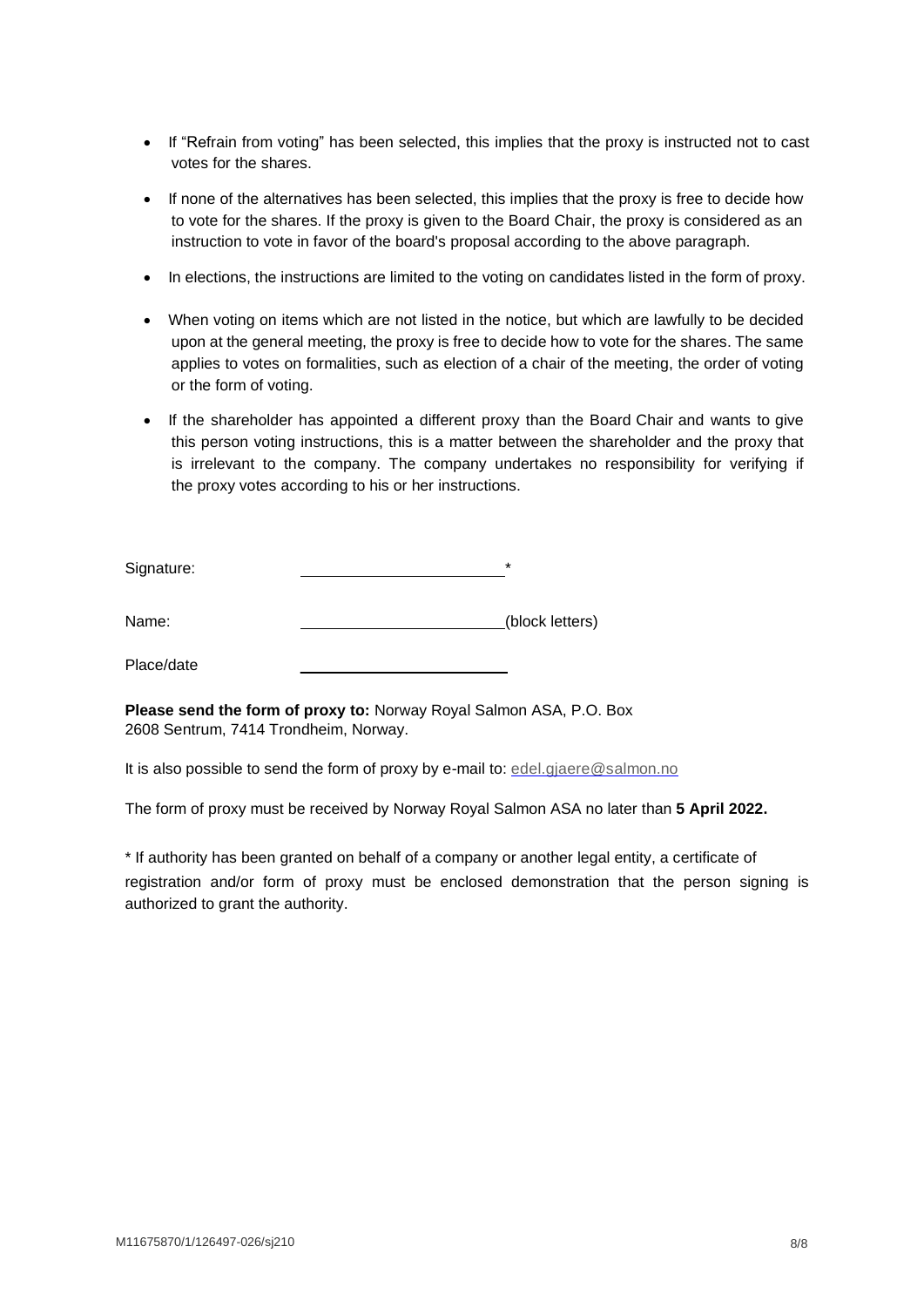- If "Refrain from voting" has been selected, this implies that the proxy is instructed not to cast votes for the shares.
- If none of the alternatives has been selected, this implies that the proxy is free to decide how to vote for the shares. If the proxy is given to the Board Chair, the proxy is considered as an instruction to vote in favor of the board's proposal according to the above paragraph.
- In elections, the instructions are limited to the voting on candidates listed in the form of proxy.
- When voting on items which are not listed in the notice, but which are lawfully to be decided upon at the general meeting, the proxy is free to decide how to vote for the shares. The same applies to votes on formalities, such as election of a chair of the meeting, the order of voting or the form of voting.
- If the shareholder has appointed a different proxy than the Board Chair and wants to give this person voting instructions, this is a matter between the shareholder and the proxy that is irrelevant to the company. The company undertakes no responsibility for verifying if the proxy votes according to his or her instructions.

Signature: ________________________*

Name: ________________________(block letters)

Place/date ________________________

**Please send the form of proxy to:** Norway Royal Salmon ASA, P.O. Box 2608 Sentrum, 7414 Trondheim, Norway.

It is also possible to send the form of proxy by e-mail to: edel.gjaere@salmon.no

The form of proxy must be received by Norway Royal Salmon ASA no later than **5 April 2022.**

* If authority has been granted on behalf of a company or another legal entity, a certificate of registration and/or form of proxy must be enclosed demonstration that the person signing is authorized to grant the authority.

M11675870/1/126497-026/sj210